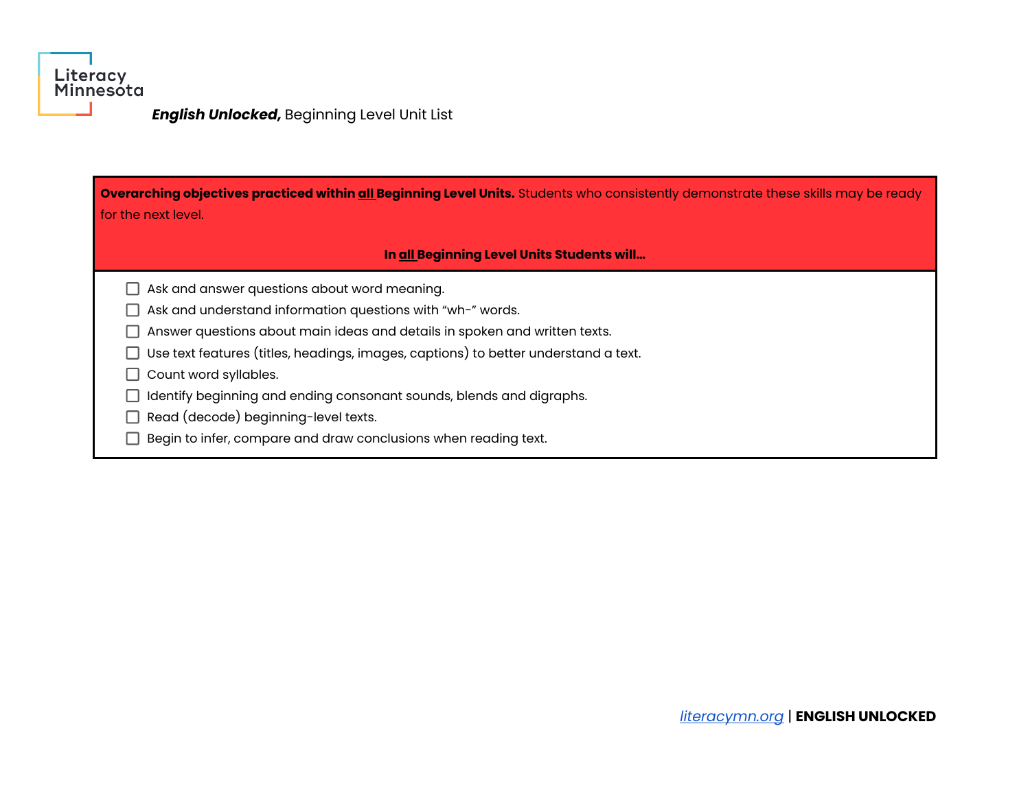Literacy Minnesota

***English Unlocked,*** Beginning Level Unit List

**Overarching objectives practiced within all Beginning Level Units.** Students who consistently demonstrate these skills may be ready for the next level.

**In all Beginning Level Units Students will...**

- [ ] Ask and answer questions about word meaning.
- [ ] Ask and understand information questions with "wh-" words.
- [ ] Answer questions about main ideas and details in spoken and written texts.
- [ ] Use text features (titles, headings, images, captions) to better understand a text.
- [ ] Count word syllables.
- [ ] Identify beginning and ending consonant sounds, blends and digraphs.
- [ ] Read (decode) beginning-level texts.
- [ ] Begin to infer, compare and draw conclusions when reading text.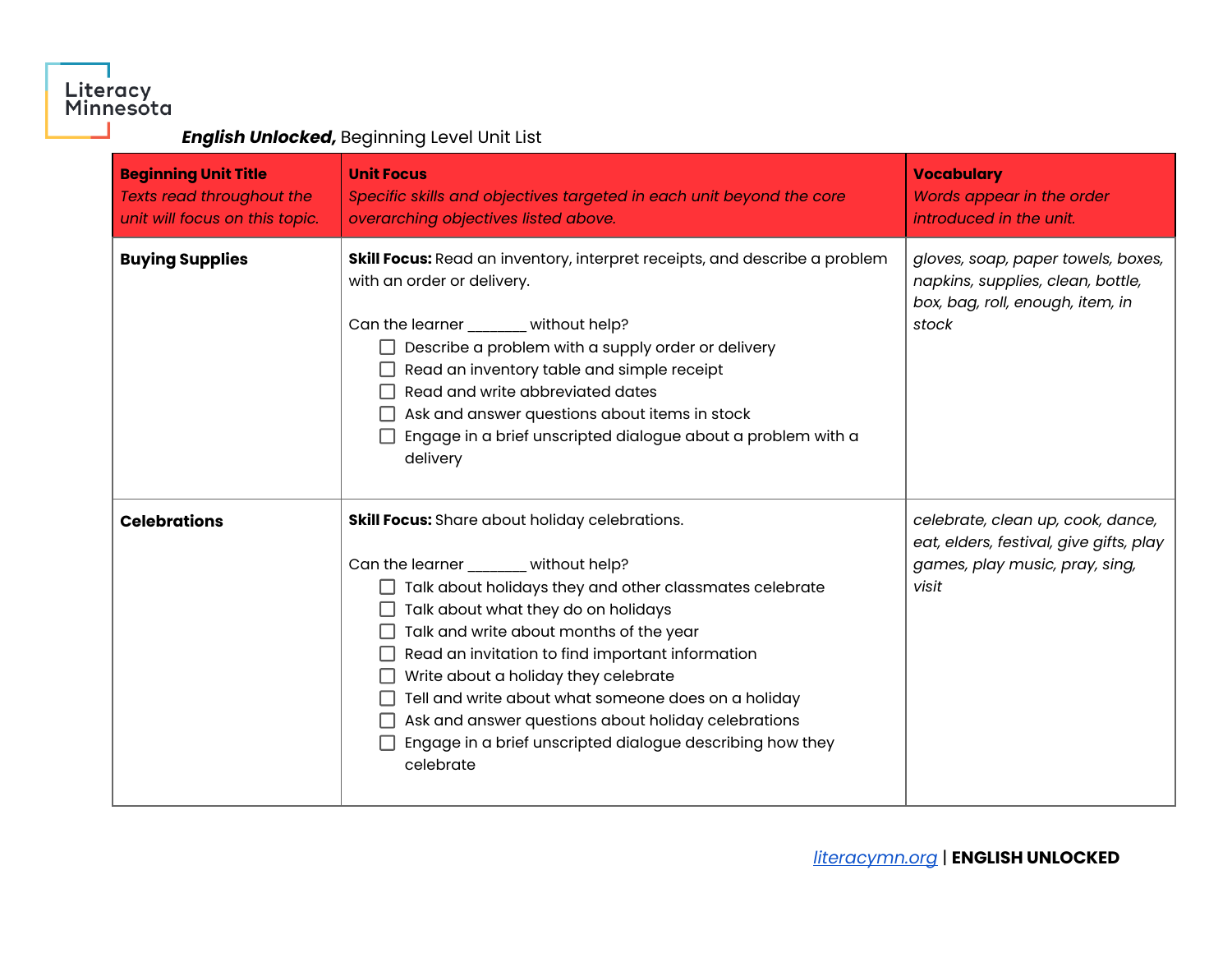Literacy Minnesota

***English Unlocked,*** Beginning Level Unit List

| **Beginning Unit Title** *Texts read throughout the unit will focus on this topic.* | **Unit Focus** *Specific skills and objectives targeted in each unit beyond the core overarching objectives listed above.* | **Vocabulary** *Words appear in the order introduced in the unit.* |
|---|---|---|
| **Buying Supplies** | **Skill Focus:** Read an inventory, interpret receipts, and describe a problem with an order or delivery.<br><br>Can the learner _______ without help?<br>☐ Describe a problem with a supply order or delivery<br>☐ Read an inventory table and simple receipt<br>☐ Read and write abbreviated dates<br>☐ Ask and answer questions about items in stock<br>☐ Engage in a brief unscripted dialogue about a problem with a delivery | *gloves, soap, paper towels, boxes, napkins, supplies, clean, bottle, box, bag, roll, enough, item, in stock* |
| **Celebrations** | **Skill Focus:** Share about holiday celebrations.<br><br>Can the learner _______ without help?<br>☐ Talk about holidays they and other classmates celebrate<br>☐ Talk about what they do on holidays<br>☐ Talk and write about months of the year<br>☐ Read an invitation to find important information<br>☐ Write about a holiday they celebrate<br>☐ Tell and write about what someone does on a holiday<br>☐ Ask and answer questions about holiday celebrations<br>☐ Engage in a brief unscripted dialogue describing how they celebrate | *celebrate, clean up, cook, dance, eat, elders, festival, give gifts, play games, play music, pray, sing, visit* |

literacymn.org | **ENGLISH UNLOCKED**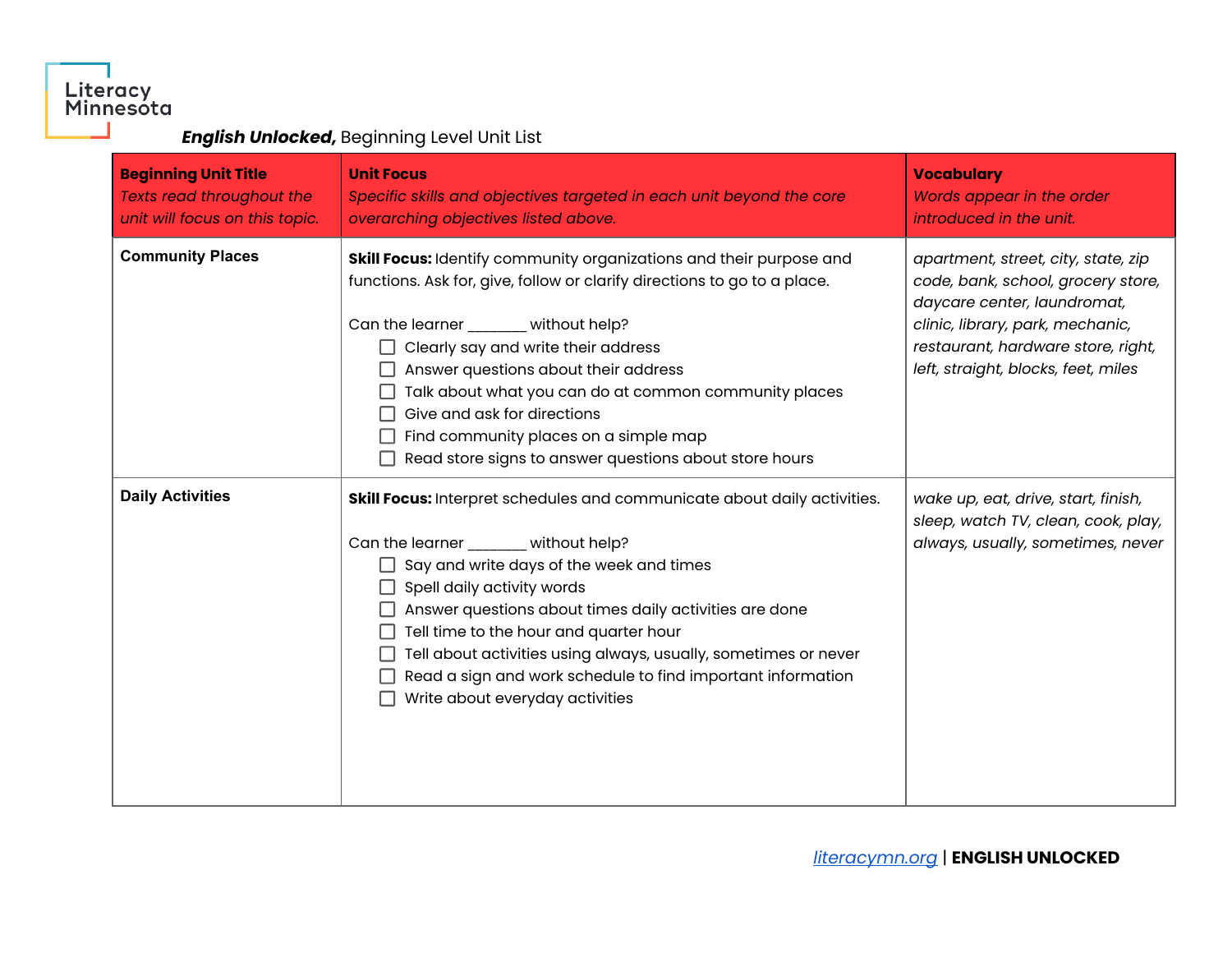***English Unlocked,*** Beginning Level Unit List

| **Beginning Unit Title** *Texts read throughout the unit will focus on this topic.* | **Unit Focus** *Specific skills and objectives targeted in each unit beyond the core overarching objectives listed above.* | **Vocabulary** *Words appear in the order introduced in the unit.* |
|---|---|---|
| **Community Places** | **Skill Focus:** Identify community organizations and their purpose and functions. Ask for, give, follow or clarify directions to go to a place.<br><br>Can the learner _______ without help?<br>☐ Clearly say and write their address<br>☐ Answer questions about their address<br>☐ Talk about what you can do at common community places<br>☐ Give and ask for directions<br>☐ Find community places on a simple map<br>☐ Read store signs to answer questions about store hours | *apartment, street, city, state, zip code, bank, school, grocery store, daycare center, laundromat, clinic, library, park, mechanic, restaurant, hardware store, right, left, straight, blocks, feet, miles* |
| **Daily Activities** | **Skill Focus:** Interpret schedules and communicate about daily activities.<br><br>Can the learner _______ without help?<br>☐ Say and write days of the week and times<br>☐ Spell daily activity words<br>☐ Answer questions about times daily activities are done<br>☐ Tell time to the hour and quarter hour<br>☐ Tell about activities using always, usually, sometimes or never<br>☐ Read a sign and work schedule to find important information<br>☐ Write about everyday activities | *wake up, eat, drive, start, finish, sleep, watch TV, clean, cook, play, always, usually, sometimes, never* |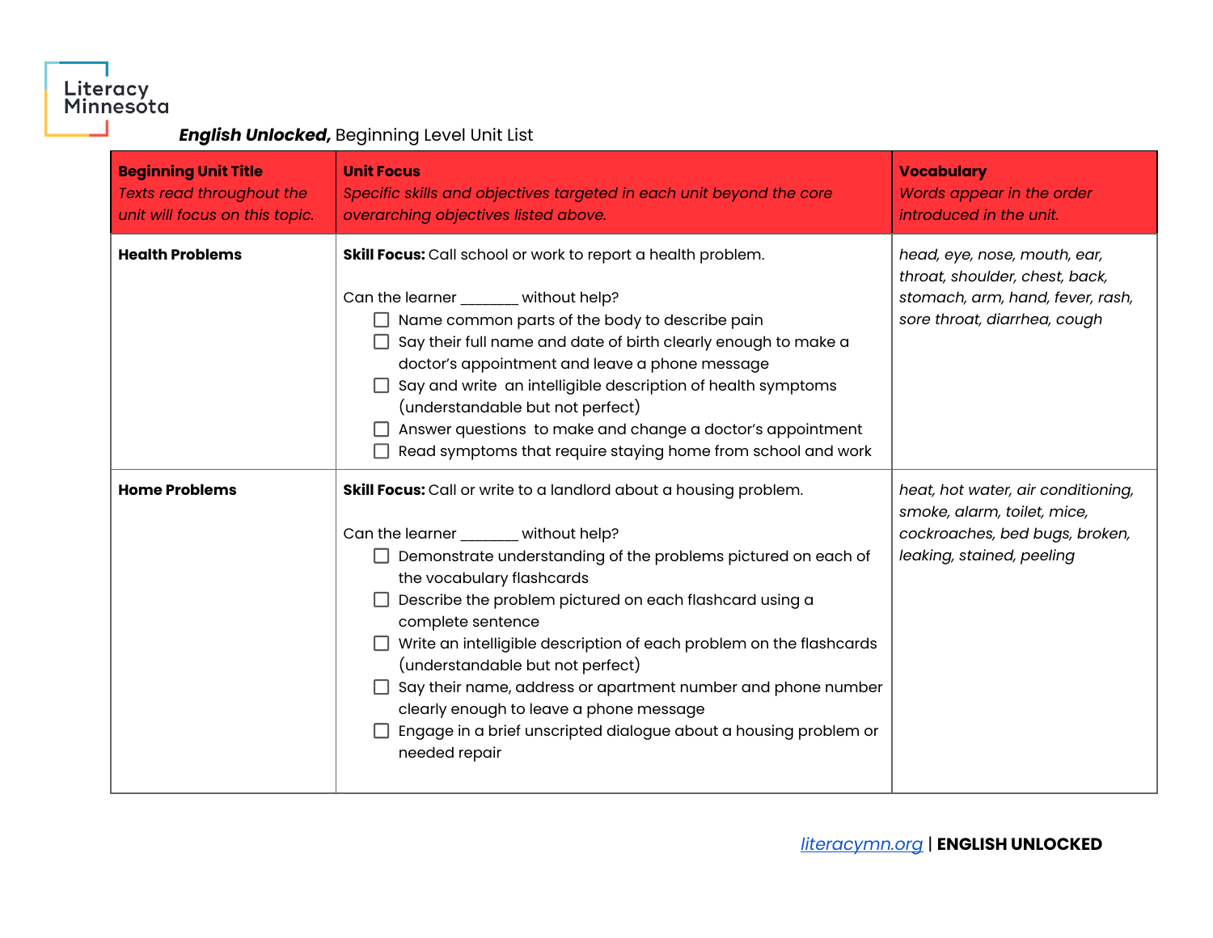Literacy Minnesota

***English Unlocked,*** Beginning Level Unit List

| **Beginning Unit Title** *Texts read throughout the unit will focus on this topic.* | **Unit Focus** *Specific skills and objectives targeted in each unit beyond the core overarching objectives listed above.* | **Vocabulary** *Words appear in the order introduced in the unit.* |
|---|---|---|
| **Health Problems** | **Skill Focus:** Call school or work to report a health problem.<br><br>Can the learner _______ without help?<br>☐ Name common parts of the body to describe pain<br>☐ Say their full name and date of birth clearly enough to make a doctor's appointment and leave a phone message<br>☐ Say and write an intelligible description of health symptoms (understandable but not perfect)<br>☐ Answer questions to make and change a doctor's appointment<br>☐ Read symptoms that require staying home from school and work | *head, eye, nose, mouth, ear, throat, shoulder, chest, back, stomach, arm, hand, fever, rash, sore throat, diarrhea, cough* |
| **Home Problems** | **Skill Focus:** Call or write to a landlord about a housing problem.<br><br>Can the learner _______ without help?<br>☐ Demonstrate understanding of the problems pictured on each of the vocabulary flashcards<br>☐ Describe the problem pictured on each flashcard using a complete sentence<br>☐ Write an intelligible description of each problem on the flashcards (understandable but not perfect)<br>☐ Say their name, address or apartment number and phone number clearly enough to leave a phone message<br>☐ Engage in a brief unscripted dialogue about a housing problem or needed repair | *heat, hot water, air conditioning, smoke, alarm, toilet, mice, cockroaches, bed bugs, broken, leaking, stained, peeling* |

[literacymn.org](https://literacymn.org) | **ENGLISH UNLOCKED**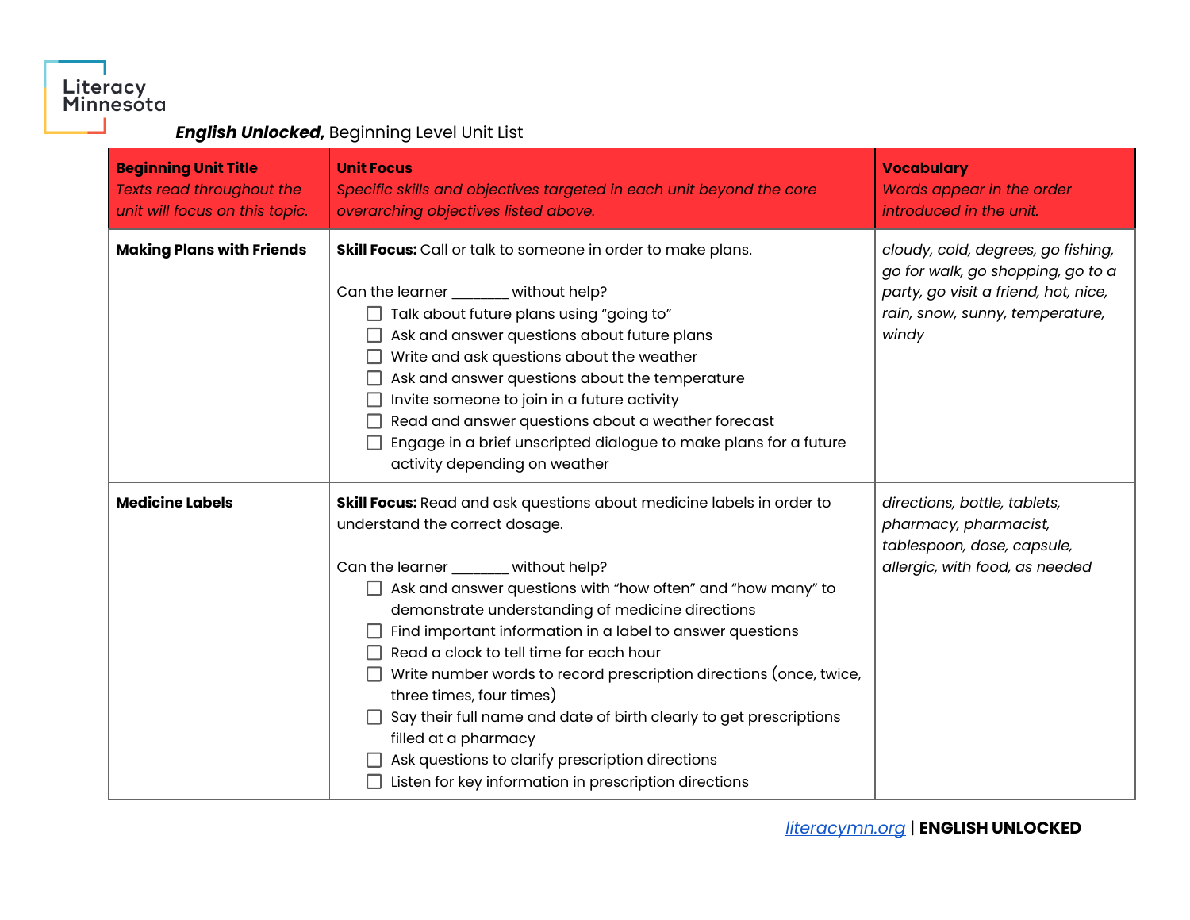Literacy Minnesota

***English Unlocked***, Beginning Level Unit List

| **Beginning Unit Title** *Texts read throughout the unit will focus on this topic.* | **Unit Focus** *Specific skills and objectives targeted in each unit beyond the core overarching objectives listed above.* | **Vocabulary** *Words appear in the order introduced in the unit.* |
|---|---|---|
| **Making Plans with Friends** | **Skill Focus:** Call or talk to someone in order to make plans.<br><br>Can the learner _______ without help?<br>☐ Talk about future plans using "going to"<br>☐ Ask and answer questions about future plans<br>☐ Write and ask questions about the weather<br>☐ Ask and answer questions about the temperature<br>☐ Invite someone to join in a future activity<br>☐ Read and answer questions about a weather forecast<br>☐ Engage in a brief unscripted dialogue to make plans for a future activity depending on weather | *cloudy, cold, degrees, go fishing, go for walk, go shopping, go to a party, go visit a friend, hot, nice, rain, snow, sunny, temperature, windy* |
| **Medicine Labels** | **Skill Focus:** Read and ask questions about medicine labels in order to understand the correct dosage.<br><br>Can the learner _______ without help?<br>☐ Ask and answer questions with "how often" and "how many" to demonstrate understanding of medicine directions<br>☐ Find important information in a label to answer questions<br>☐ Read a clock to tell time for each hour<br>☐ Write number words to record prescription directions (once, twice, three times, four times)<br>☐ Say their full name and date of birth clearly to get prescriptions filled at a pharmacy<br>☐ Ask questions to clarify prescription directions<br>☐ Listen for key information in prescription directions | *directions, bottle, tablets, pharmacy, pharmacist, tablespoon, dose, capsule, allergic, with food, as needed* |

literacymn.org | **ENGLISH UNLOCKED**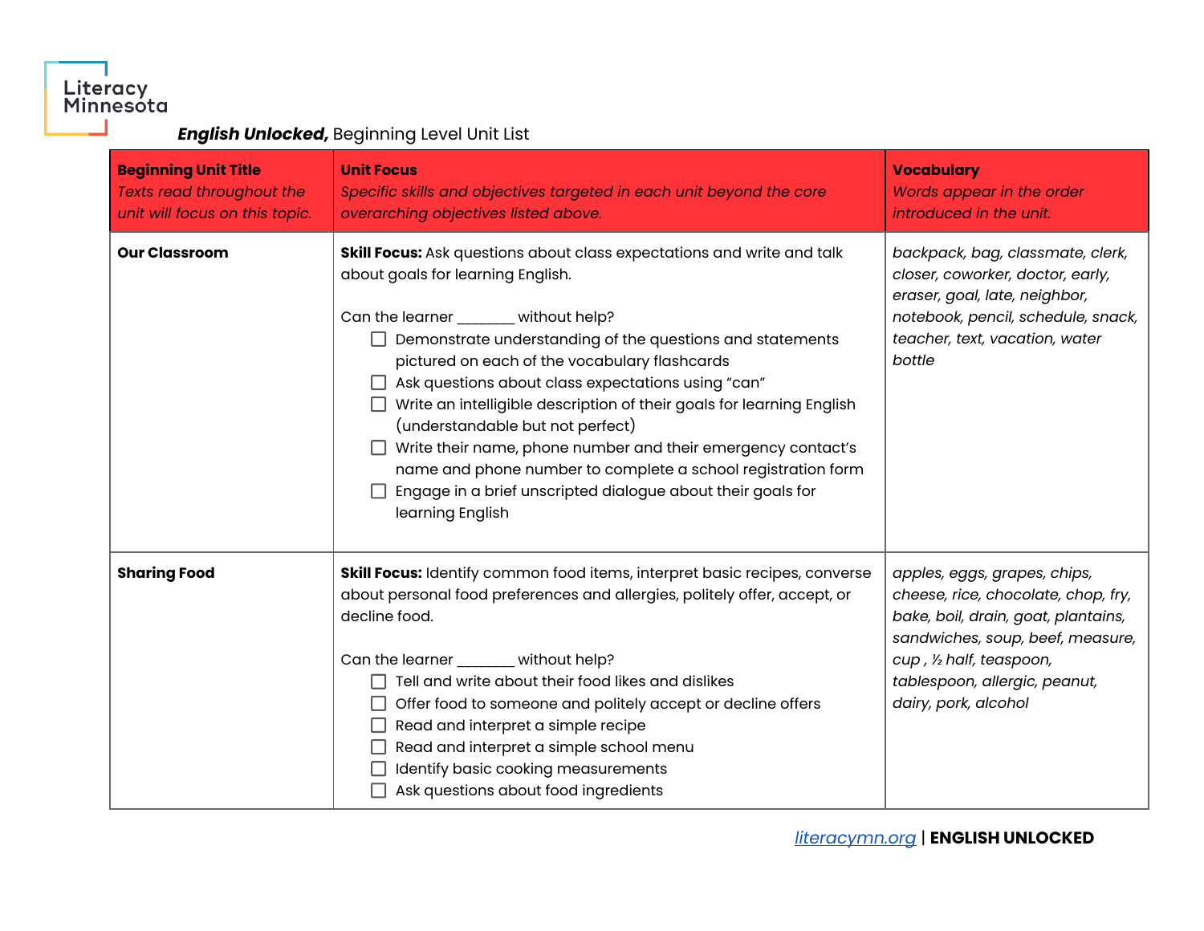***English Unlocked,*** Beginning Level Unit List

| **Beginning Unit Title** *Texts read throughout the unit will focus on this topic.* | **Unit Focus** *Specific skills and objectives targeted in each unit beyond the core overarching objectives listed above.* | **Vocabulary** *Words appear in the order introduced in the unit.* |
|---|---|---|
| **Our Classroom** | **Skill Focus:** Ask questions about class expectations and write and talk about goals for learning English.<br><br>Can the learner _______ without help?<br>☐ Demonstrate understanding of the questions and statements pictured on each of the vocabulary flashcards<br>☐ Ask questions about class expectations using "can"<br>☐ Write an intelligible description of their goals for learning English (understandable but not perfect)<br>☐ Write their name, phone number and their emergency contact's name and phone number to complete a school registration form<br>☐ Engage in a brief unscripted dialogue about their goals for learning English | *backpack, bag, classmate, clerk, closer, coworker, doctor, early, eraser, goal, late, neighbor, notebook, pencil, schedule, snack, teacher, text, vacation, water bottle* |
| **Sharing Food** | **Skill Focus:** Identify common food items, interpret basic recipes, converse about personal food preferences and allergies, politely offer, accept, or decline food.<br><br>Can the learner _______ without help?<br>☐ Tell and write about their food likes and dislikes<br>☐ Offer food to someone and politely accept or decline offers<br>☐ Read and interpret a simple recipe<br>☐ Read and interpret a simple school menu<br>☐ Identify basic cooking measurements<br>☐ Ask questions about food ingredients | *apples, eggs, grapes, chips, cheese, rice, chocolate, chop, fry, bake, boil, drain, goat, plantains, sandwiches, soup, beef, measure, cup , ½ half, teaspoon, tablespoon, allergic, peanut, dairy, pork, alcohol* |

[literacymn.org](https://literacymn.org) | **ENGLISH UNLOCKED**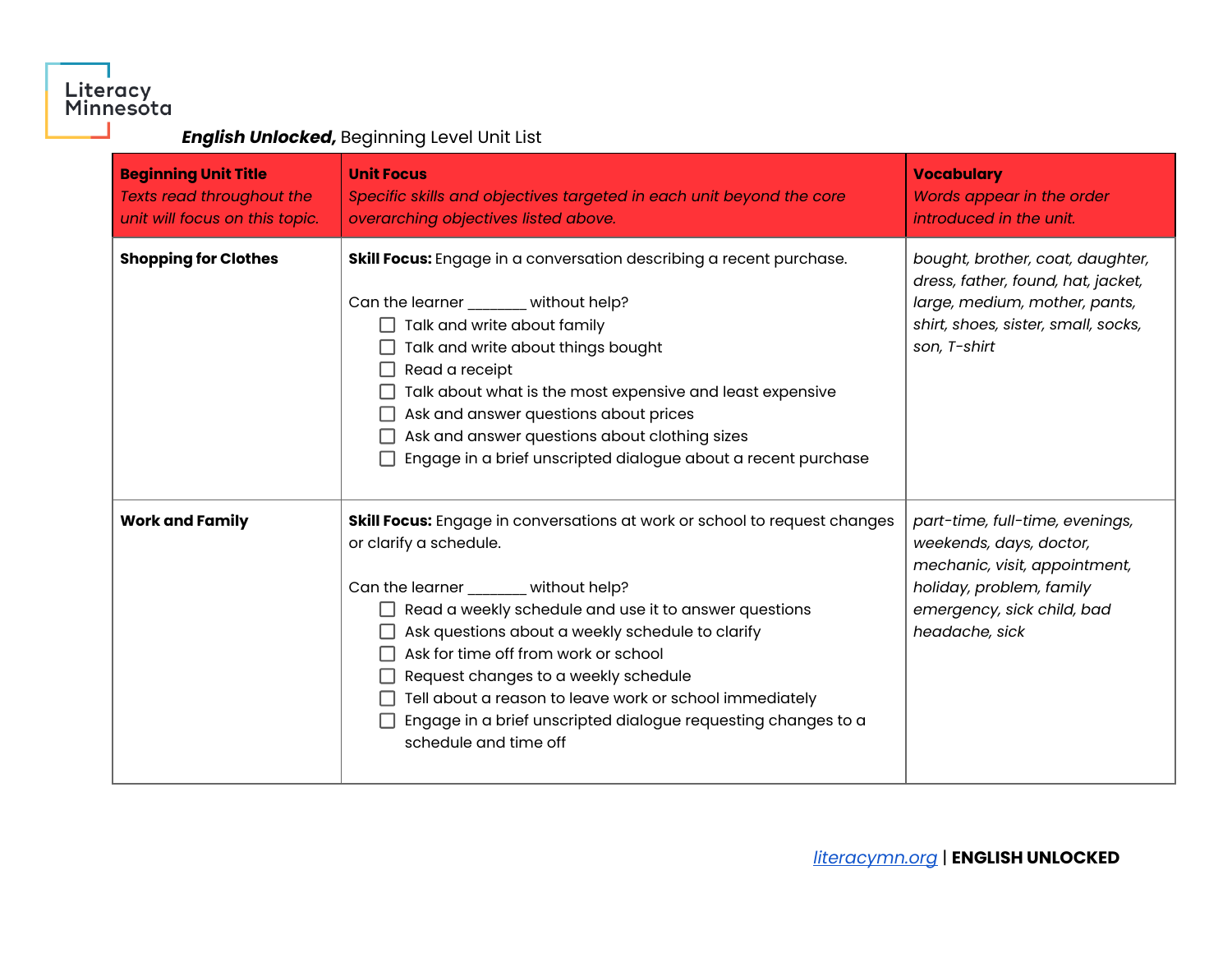Literacy Minnesota

***English Unlocked,*** Beginning Level Unit List

| **Beginning Unit Title** *Texts read throughout the unit will focus on this topic.* | **Unit Focus** *Specific skills and objectives targeted in each unit beyond the core overarching objectives listed above.* | **Vocabulary** *Words appear in the order introduced in the unit.* |
|---|---|---|
| **Shopping for Clothes** | **Skill Focus:** Engage in a conversation describing a recent purchase.<br><br>Can the learner _______ without help?<br>☐ Talk and write about family<br>☐ Talk and write about things bought<br>☐ Read a receipt<br>☐ Talk about what is the most expensive and least expensive<br>☐ Ask and answer questions about prices<br>☐ Ask and answer questions about clothing sizes<br>☐ Engage in a brief unscripted dialogue about a recent purchase | *bought, brother, coat, daughter, dress, father, found, hat, jacket, large, medium, mother, pants, shirt, shoes, sister, small, socks, son, T-shirt* |
| **Work and Family** | **Skill Focus:** Engage in conversations at work or school to request changes or clarify a schedule.<br><br>Can the learner _______ without help?<br>☐ Read a weekly schedule and use it to answer questions<br>☐ Ask questions about a weekly schedule to clarify<br>☐ Ask for time off from work or school<br>☐ Request changes to a weekly schedule<br>☐ Tell about a reason to leave work or school immediately<br>☐ Engage in a brief unscripted dialogue requesting changes to a schedule and time off | *part-time, full-time, evenings, weekends, days, doctor, mechanic, visit, appointment, holiday, problem, family emergency, sick child, bad headache, sick* |

literacymn.org | **ENGLISH UNLOCKED**